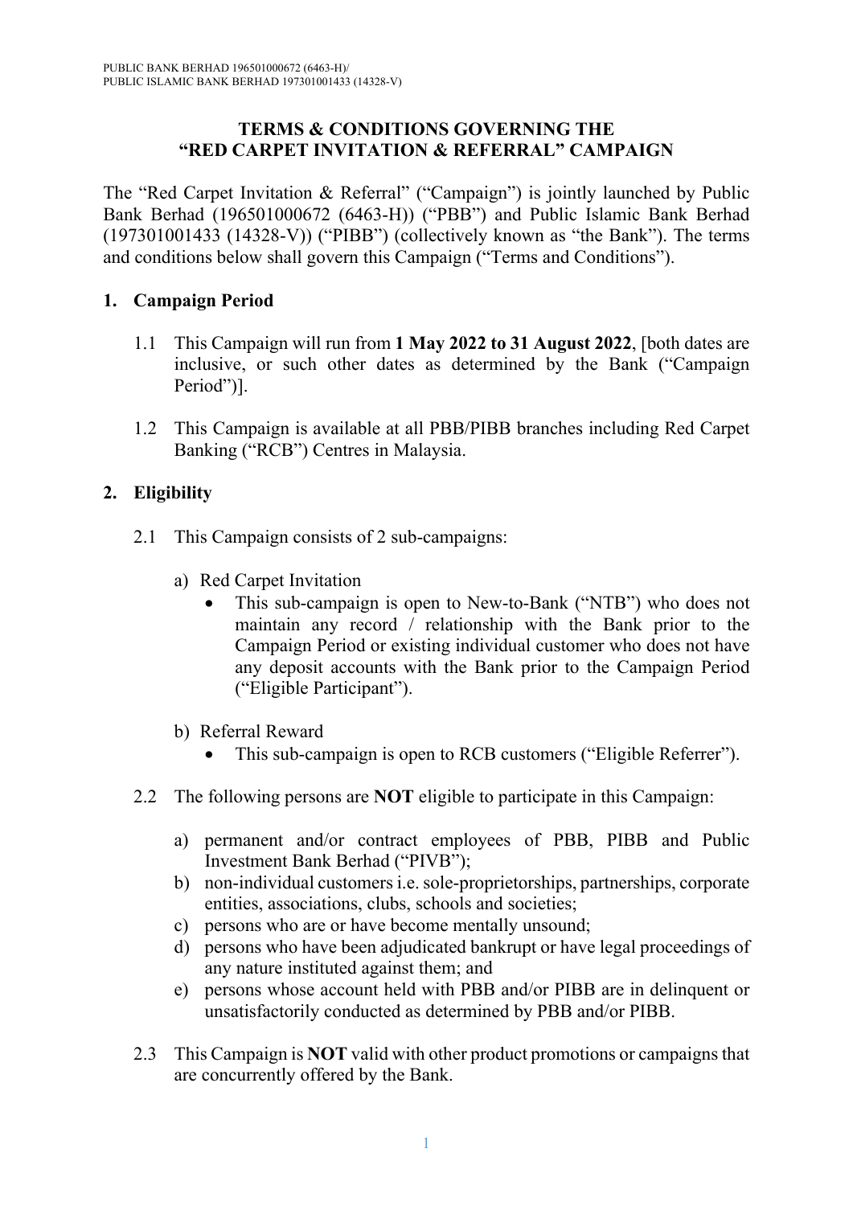PUBLIC BANK BERHAD 196501000672 (6463-H)/
PUBLIC ISLAMIC BANK BERHAD 197301001433 (14328-V)

# TERMS & CONDITIONS GOVERNING THE "RED CARPET INVITATION & REFERRAL" CAMPAIGN

The "Red Carpet Invitation & Referral" ("Campaign") is jointly launched by Public Bank Berhad (196501000672 (6463-H)) ("PBB") and Public Islamic Bank Berhad (197301001433 (14328-V)) ("PIBB") (collectively known as "the Bank"). The terms and conditions below shall govern this Campaign ("Terms and Conditions").

## 1. Campaign Period

1.1 This Campaign will run from **1 May 2022 to 31 August 2022**, [both dates are inclusive, or such other dates as determined by the Bank ("Campaign Period")].

1.2 This Campaign is available at all PBB/PIBB branches including Red Carpet Banking ("RCB") Centres in Malaysia.

## 2. Eligibility

2.1 This Campaign consists of 2 sub-campaigns:

a) Red Carpet Invitation
   - This sub-campaign is open to New-to-Bank ("NTB") who does not maintain any record / relationship with the Bank prior to the Campaign Period or existing individual customer who does not have any deposit accounts with the Bank prior to the Campaign Period ("Eligible Participant").

b) Referral Reward
   - This sub-campaign is open to RCB customers ("Eligible Referrer").

2.2 The following persons are **NOT** eligible to participate in this Campaign:

a) permanent and/or contract employees of PBB, PIBB and Public Investment Bank Berhad ("PIVB");
b) non-individual customers i.e. sole-proprietorships, partnerships, corporate entities, associations, clubs, schools and societies;
c) persons who are or have become mentally unsound;
d) persons who have been adjudicated bankrupt or have legal proceedings of any nature instituted against them; and
e) persons whose account held with PBB and/or PIBB are in delinquent or unsatisfactorily conducted as determined by PBB and/or PIBB.

2.3 This Campaign is **NOT** valid with other product promotions or campaigns that are concurrently offered by the Bank.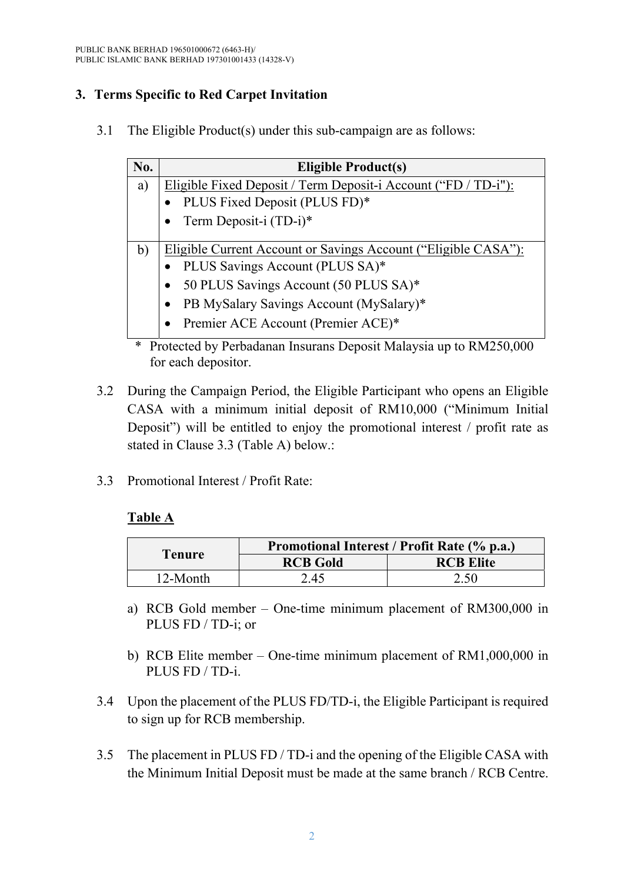## 3. Terms Specific to Red Carpet Invitation

3.1 The Eligible Product(s) under this sub-campaign are as follows:

| No. | Eligible Product(s) |
|---|---|
| a) | Eligible Fixed Deposit / Term Deposit-i Account ("FD / TD-i"):<br>• PLUS Fixed Deposit (PLUS FD)*<br>• Term Deposit-i (TD-i)* |
| b) | Eligible Current Account or Savings Account ("Eligible CASA"):<br>• PLUS Savings Account (PLUS SA)*<br>• 50 PLUS Savings Account (50 PLUS SA)*<br>• PB MySalary Savings Account (MySalary)*<br>• Premier ACE Account (Premier ACE)* |

\* Protected by Perbadanan Insurans Deposit Malaysia up to RM250,000 for each depositor.

3.2 During the Campaign Period, the Eligible Participant who opens an Eligible CASA with a minimum initial deposit of RM10,000 ("Minimum Initial Deposit") will be entitled to enjoy the promotional interest / profit rate as stated in Clause 3.3 (Table A) below.:

3.3 Promotional Interest / Profit Rate:

**Table A**

| Tenure | Promotional Interest / Profit Rate (% p.a.) | |
|---|---|---|
| | RCB Gold | RCB Elite |
| 12-Month | 2.45 | 2.50 |

a) RCB Gold member – One-time minimum placement of RM300,000 in PLUS FD / TD-i; or

b) RCB Elite member – One-time minimum placement of RM1,000,000 in PLUS FD / TD-i.

3.4 Upon the placement of the PLUS FD/TD-i, the Eligible Participant is required to sign up for RCB membership.

3.5 The placement in PLUS FD / TD-i and the opening of the Eligible CASA with the Minimum Initial Deposit must be made at the same branch / RCB Centre.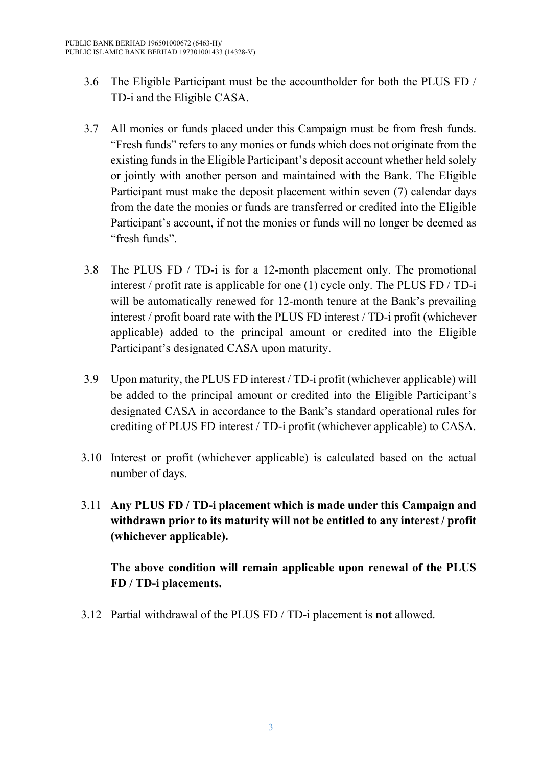3.6 The Eligible Participant must be the accountholder for both the PLUS FD / TD-i and the Eligible CASA.

3.7 All monies or funds placed under this Campaign must be from fresh funds. "Fresh funds" refers to any monies or funds which does not originate from the existing funds in the Eligible Participant's deposit account whether held solely or jointly with another person and maintained with the Bank. The Eligible Participant must make the deposit placement within seven (7) calendar days from the date the monies or funds are transferred or credited into the Eligible Participant's account, if not the monies or funds will no longer be deemed as "fresh funds".

3.8 The PLUS FD / TD-i is for a 12-month placement only. The promotional interest / profit rate is applicable for one (1) cycle only. The PLUS FD / TD-i will be automatically renewed for 12-month tenure at the Bank's prevailing interest / profit board rate with the PLUS FD interest / TD-i profit (whichever applicable) added to the principal amount or credited into the Eligible Participant's designated CASA upon maturity.

3.9 Upon maturity, the PLUS FD interest / TD-i profit (whichever applicable) will be added to the principal amount or credited into the Eligible Participant's designated CASA in accordance to the Bank's standard operational rules for crediting of PLUS FD interest / TD-i profit (whichever applicable) to CASA.

3.10 Interest or profit (whichever applicable) is calculated based on the actual number of days.

3.11 **Any PLUS FD / TD-i placement which is made under this Campaign and withdrawn prior to its maturity will not be entitled to any interest / profit (whichever applicable).**

**The above condition will remain applicable upon renewal of the PLUS FD / TD-i placements.**

3.12 Partial withdrawal of the PLUS FD / TD-i placement is **not** allowed.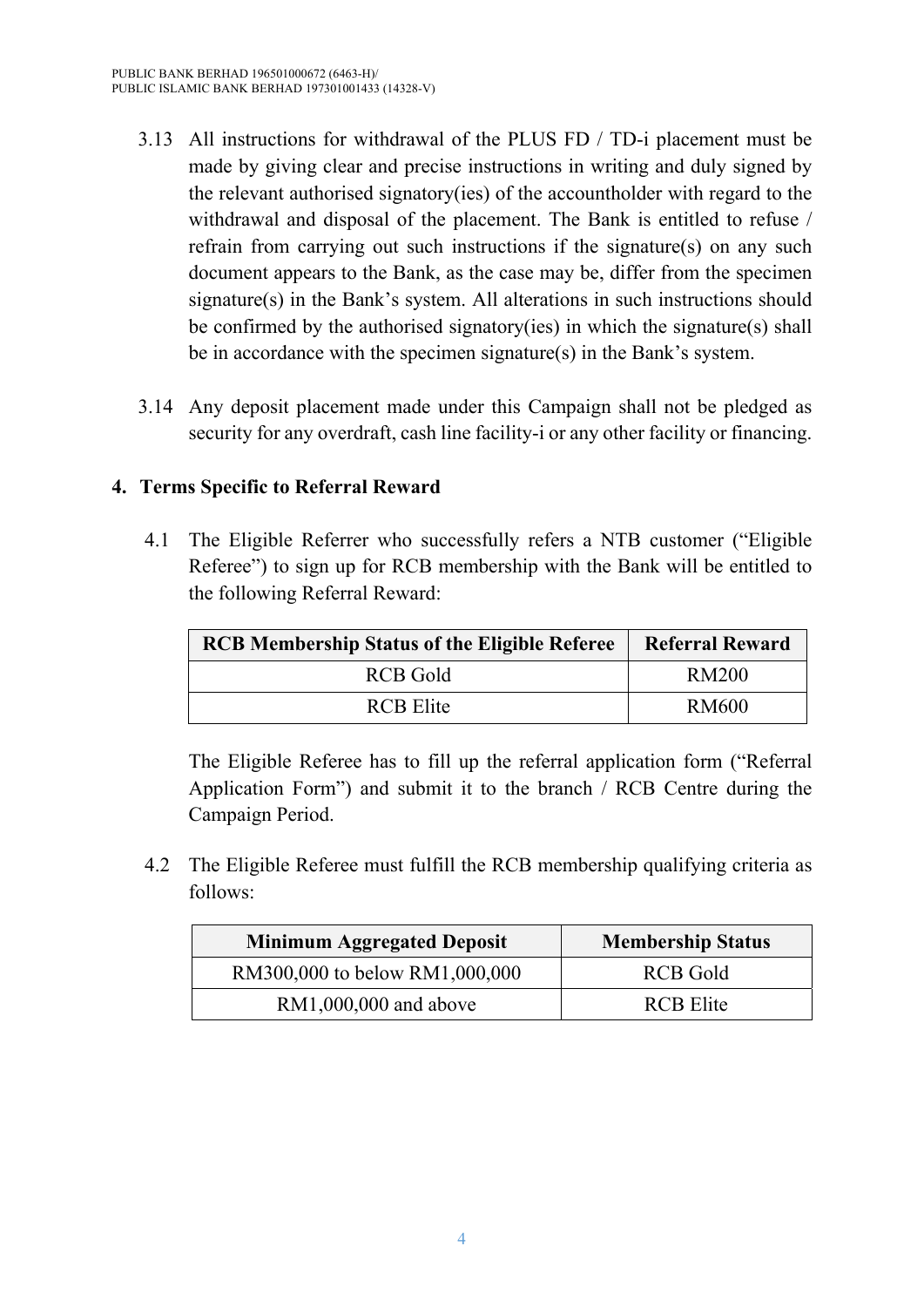3.13 All instructions for withdrawal of the PLUS FD / TD-i placement must be made by giving clear and precise instructions in writing and duly signed by the relevant authorised signatory(ies) of the accountholder with regard to the withdrawal and disposal of the placement. The Bank is entitled to refuse / refrain from carrying out such instructions if the signature(s) on any such document appears to the Bank, as the case may be, differ from the specimen signature(s) in the Bank's system. All alterations in such instructions should be confirmed by the authorised signatory(ies) in which the signature(s) shall be in accordance with the specimen signature(s) in the Bank's system.

3.14 Any deposit placement made under this Campaign shall not be pledged as security for any overdraft, cash line facility-i or any other facility or financing.

## 4. Terms Specific to Referral Reward

4.1 The Eligible Referrer who successfully refers a NTB customer ("Eligible Referee") to sign up for RCB membership with the Bank will be entitled to the following Referral Reward:

| RCB Membership Status of the Eligible Referee | Referral Reward |
|---|---|
| RCB Gold | RM200 |
| RCB Elite | RM600 |

The Eligible Referee has to fill up the referral application form ("Referral Application Form") and submit it to the branch / RCB Centre during the Campaign Period.

4.2 The Eligible Referee must fulfill the RCB membership qualifying criteria as follows:

| Minimum Aggregated Deposit | Membership Status |
|---|---|
| RM300,000 to below RM1,000,000 | RCB Gold |
| RM1,000,000 and above | RCB Elite |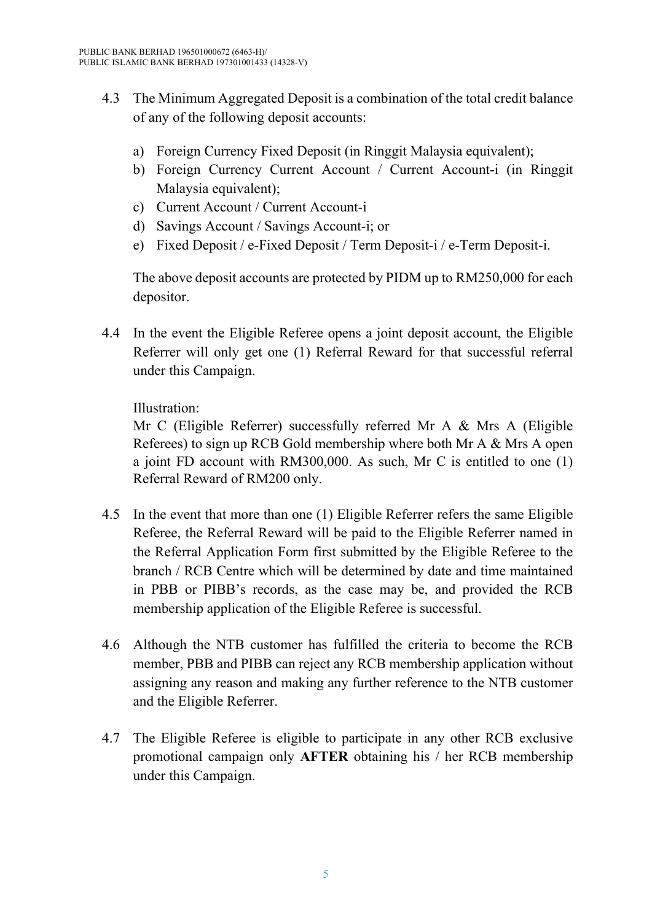4.3 The Minimum Aggregated Deposit is a combination of the total credit balance of any of the following deposit accounts:

a) Foreign Currency Fixed Deposit (in Ringgit Malaysia equivalent);
b) Foreign Currency Current Account / Current Account-i (in Ringgit Malaysia equivalent);
c) Current Account / Current Account-i
d) Savings Account / Savings Account-i; or
e) Fixed Deposit / e-Fixed Deposit / Term Deposit-i / e-Term Deposit-i.

The above deposit accounts are protected by PIDM up to RM250,000 for each depositor.

4.4 In the event the Eligible Referee opens a joint deposit account, the Eligible Referrer will only get one (1) Referral Reward for that successful referral under this Campaign.

Illustration:
Mr C (Eligible Referrer) successfully referred Mr A & Mrs A (Eligible Referees) to sign up RCB Gold membership where both Mr A & Mrs A open a joint FD account with RM300,000. As such, Mr C is entitled to one (1) Referral Reward of RM200 only.

4.5 In the event that more than one (1) Eligible Referrer refers the same Eligible Referee, the Referral Reward will be paid to the Eligible Referrer named in the Referral Application Form first submitted by the Eligible Referee to the branch / RCB Centre which will be determined by date and time maintained in PBB or PIBB's records, as the case may be, and provided the RCB membership application of the Eligible Referee is successful.

4.6 Although the NTB customer has fulfilled the criteria to become the RCB member, PBB and PIBB can reject any RCB membership application without assigning any reason and making any further reference to the NTB customer and the Eligible Referrer.

4.7 The Eligible Referee is eligible to participate in any other RCB exclusive promotional campaign only **AFTER** obtaining his / her RCB membership under this Campaign.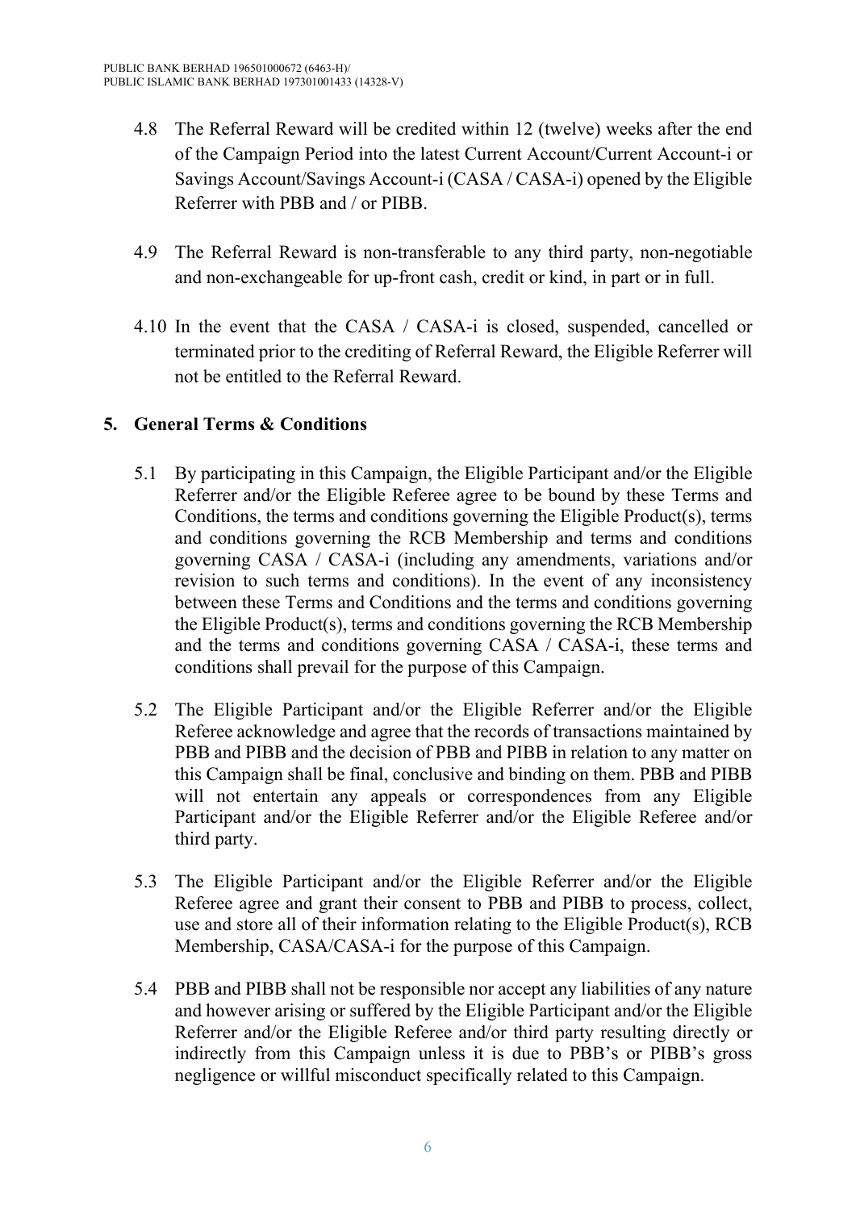4.8 The Referral Reward will be credited within 12 (twelve) weeks after the end of the Campaign Period into the latest Current Account/Current Account-i or Savings Account/Savings Account-i (CASA / CASA-i) opened by the Eligible Referrer with PBB and / or PIBB.

4.9 The Referral Reward is non-transferable to any third party, non-negotiable and non-exchangeable for up-front cash, credit or kind, in part or in full.

4.10 In the event that the CASA / CASA-i is closed, suspended, cancelled or terminated prior to the crediting of Referral Reward, the Eligible Referrer will not be entitled to the Referral Reward.

## 5. General Terms & Conditions

5.1 By participating in this Campaign, the Eligible Participant and/or the Eligible Referrer and/or the Eligible Referee agree to be bound by these Terms and Conditions, the terms and conditions governing the Eligible Product(s), terms and conditions governing the RCB Membership and terms and conditions governing CASA / CASA-i (including any amendments, variations and/or revision to such terms and conditions). In the event of any inconsistency between these Terms and Conditions and the terms and conditions governing the Eligible Product(s), terms and conditions governing the RCB Membership and the terms and conditions governing CASA / CASA-i, these terms and conditions shall prevail for the purpose of this Campaign.

5.2 The Eligible Participant and/or the Eligible Referrer and/or the Eligible Referee acknowledge and agree that the records of transactions maintained by PBB and PIBB and the decision of PBB and PIBB in relation to any matter on this Campaign shall be final, conclusive and binding on them. PBB and PIBB will not entertain any appeals or correspondences from any Eligible Participant and/or the Eligible Referrer and/or the Eligible Referee and/or third party.

5.3 The Eligible Participant and/or the Eligible Referrer and/or the Eligible Referee agree and grant their consent to PBB and PIBB to process, collect, use and store all of their information relating to the Eligible Product(s), RCB Membership, CASA/CASA-i for the purpose of this Campaign.

5.4 PBB and PIBB shall not be responsible nor accept any liabilities of any nature and however arising or suffered by the Eligible Participant and/or the Eligible Referrer and/or the Eligible Referee and/or third party resulting directly or indirectly from this Campaign unless it is due to PBB's or PIBB's gross negligence or willful misconduct specifically related to this Campaign.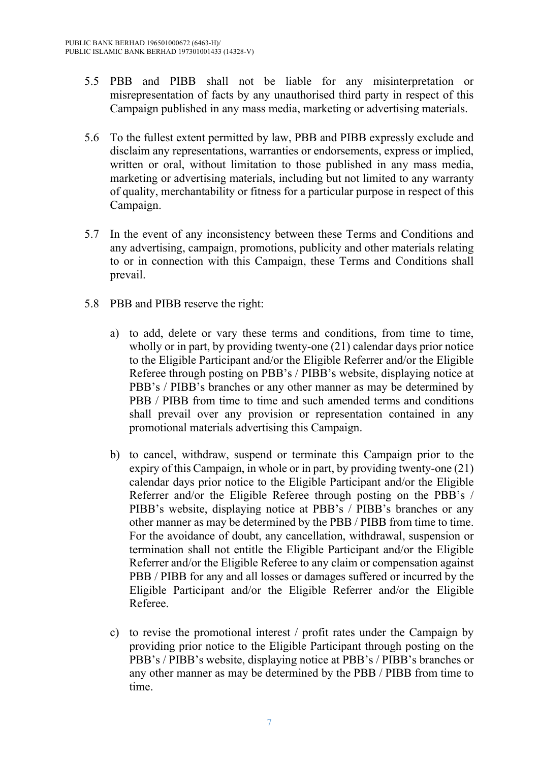5.5 PBB and PIBB shall not be liable for any misinterpretation or misrepresentation of facts by any unauthorised third party in respect of this Campaign published in any mass media, marketing or advertising materials.

5.6 To the fullest extent permitted by law, PBB and PIBB expressly exclude and disclaim any representations, warranties or endorsements, express or implied, written or oral, without limitation to those published in any mass media, marketing or advertising materials, including but not limited to any warranty of quality, merchantability or fitness for a particular purpose in respect of this Campaign.

5.7 In the event of any inconsistency between these Terms and Conditions and any advertising, campaign, promotions, publicity and other materials relating to or in connection with this Campaign, these Terms and Conditions shall prevail.

5.8 PBB and PIBB reserve the right:

a) to add, delete or vary these terms and conditions, from time to time, wholly or in part, by providing twenty-one (21) calendar days prior notice to the Eligible Participant and/or the Eligible Referrer and/or the Eligible Referee through posting on PBB's / PIBB's website, displaying notice at PBB's / PIBB's branches or any other manner as may be determined by PBB / PIBB from time to time and such amended terms and conditions shall prevail over any provision or representation contained in any promotional materials advertising this Campaign.

b) to cancel, withdraw, suspend or terminate this Campaign prior to the expiry of this Campaign, in whole or in part, by providing twenty-one (21) calendar days prior notice to the Eligible Participant and/or the Eligible Referrer and/or the Eligible Referee through posting on the PBB's / PIBB's website, displaying notice at PBB's / PIBB's branches or any other manner as may be determined by the PBB / PIBB from time to time. For the avoidance of doubt, any cancellation, withdrawal, suspension or termination shall not entitle the Eligible Participant and/or the Eligible Referrer and/or the Eligible Referee to any claim or compensation against PBB / PIBB for any and all losses or damages suffered or incurred by the Eligible Participant and/or the Eligible Referrer and/or the Eligible Referee.

c) to revise the promotional interest / profit rates under the Campaign by providing prior notice to the Eligible Participant through posting on the PBB's / PIBB's website, displaying notice at PBB's / PIBB's branches or any other manner as may be determined by the PBB / PIBB from time to time.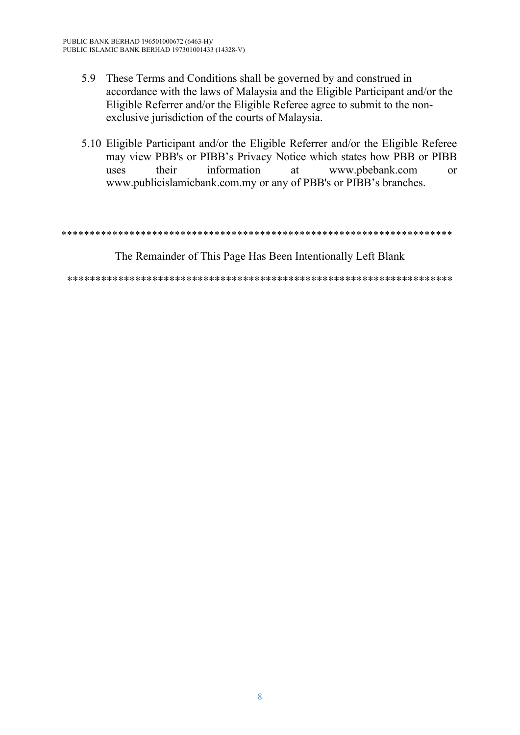5.9 These Terms and Conditions shall be governed by and construed in accordance with the laws of Malaysia and the Eligible Participant and/or the Eligible Referrer and/or the Eligible Referee agree to submit to the non-exclusive jurisdiction of the courts of Malaysia.

5.10 Eligible Participant and/or the Eligible Referrer and/or the Eligible Referee may view PBB's or PIBB's Privacy Notice which states how PBB or PIBB uses their information at www.pbebank.com or www.publicislamicbank.com.my or any of PBB's or PIBB's branches.

*******************************************************************

The Remainder of This Page Has Been Intentionally Left Blank

*******************************************************************